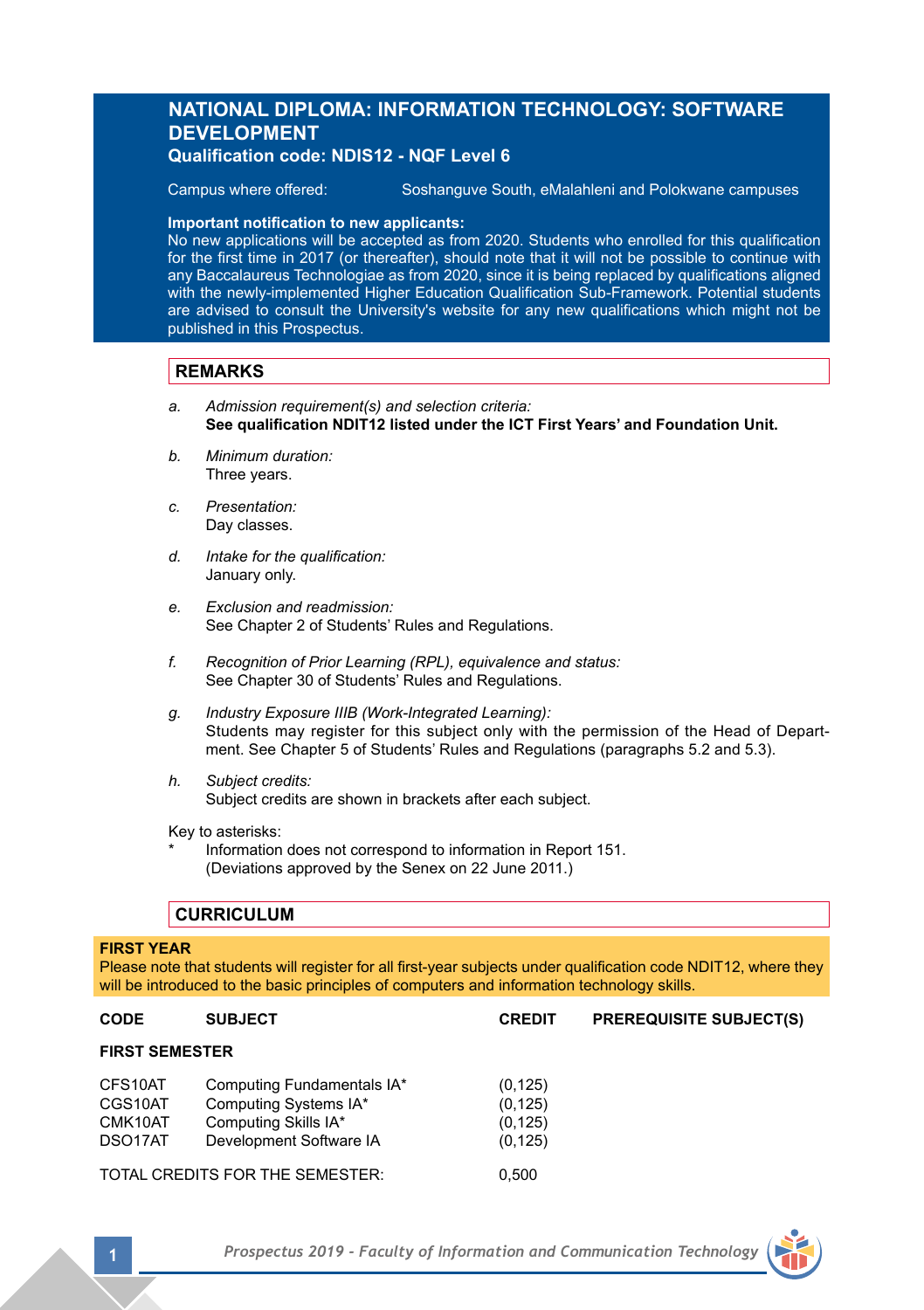# NATIONAL DIPLOMA: INFORMATION TECHNOLOGY: SOFTWARE DEVELOPMENT

**Qualification code: NDIS12 - NQF Level 6**

Campus where offered: Soshanguve South, eMalahleni and Polokwane campuses

**Important notification to new applicants:**
No new applications will be accepted as from 2020. Students who enrolled for this qualification for the first time in 2017 (or thereafter), should note that it will not be possible to continue with any Baccalaureus Technologiae as from 2020, since it is being replaced by qualifications aligned with the newly-implemented Higher Education Qualification Sub-Framework. Potential students are advised to consult the University's website for any new qualifications which might not be published in this Prospectus.

## REMARKS

a. *Admission requirement(s) and selection criteria:*
   **See qualification NDIT12 listed under the ICT First Years' and Foundation Unit.**

b. *Minimum duration:*
   Three years.

c. *Presentation:*
   Day classes.

d. *Intake for the qualification:*
   January only.

e. *Exclusion and readmission:*
   See Chapter 2 of Students' Rules and Regulations.

f. *Recognition of Prior Learning (RPL), equivalence and status:*
   See Chapter 30 of Students' Rules and Regulations.

g. *Industry Exposure IIIB (Work-Integrated Learning):*
   Students may register for this subject only with the permission of the Head of Department. See Chapter 5 of Students' Rules and Regulations (paragraphs 5.2 and 5.3).

h. *Subject credits:*
   Subject credits are shown in brackets after each subject.

Key to asterisks:

\* Information does not correspond to information in Report 151. (Deviations approved by the Senex on 22 June 2011.)

## CURRICULUM

**FIRST YEAR**
Please note that students will register for all first-year subjects under qualification code NDIT12, where they will be introduced to the basic principles of computers and information technology skills.

| CODE | SUBJECT | CREDIT | PREREQUISITE SUBJECT(S) |
|---|---|---|---|
| **FIRST SEMESTER** | | | |
| CFS10AT | Computing Fundamentals IA* | (0,125) | |
| CGS10AT | Computing Systems IA* | (0,125) | |
| CMK10AT | Computing Skills IA* | (0,125) | |
| DSO17AT | Development Software IA | (0,125) | |
| TOTAL CREDITS FOR THE SEMESTER: | | 0,500 | |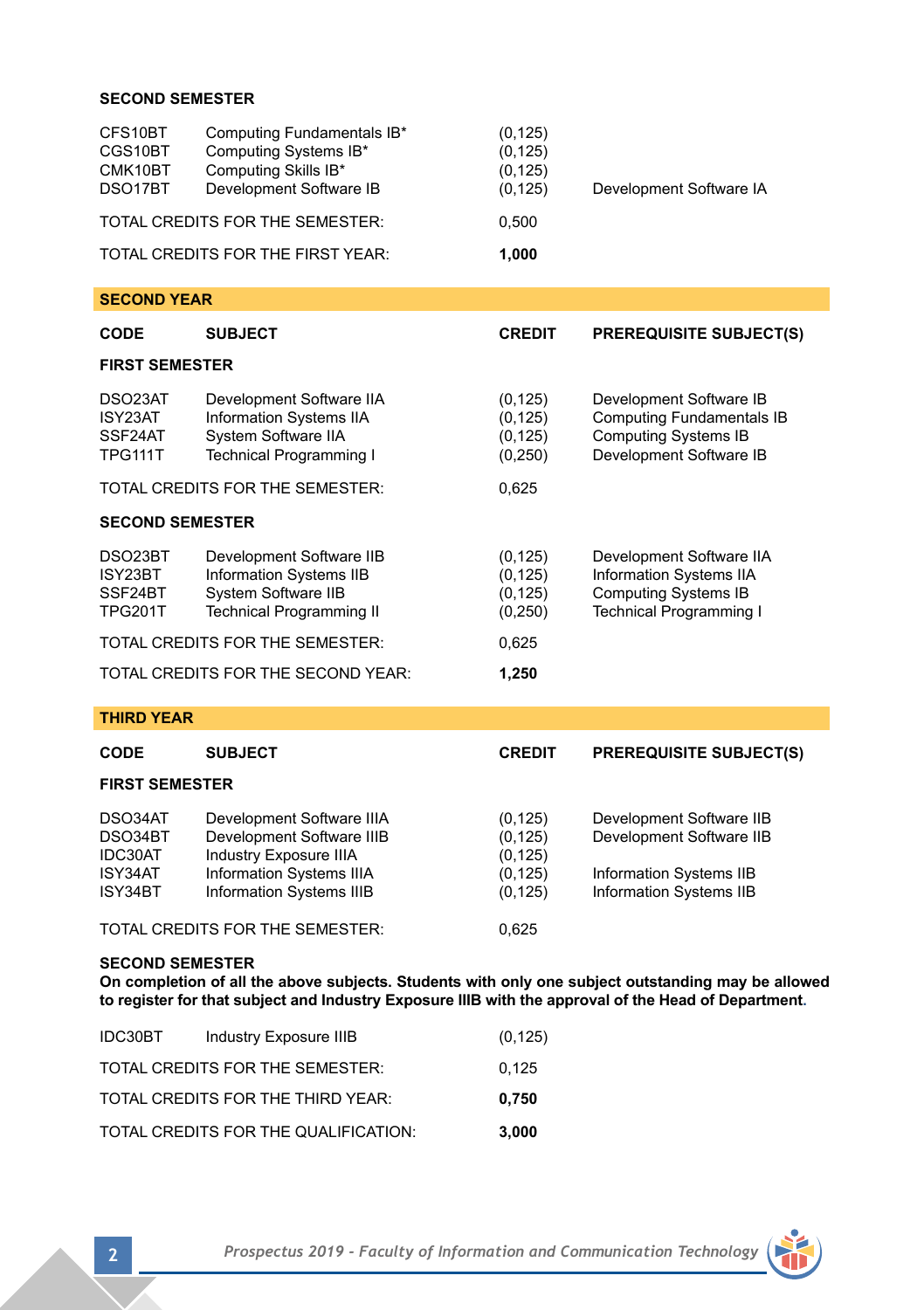**SECOND SEMESTER**

| | | | |
|---|---|---|---|
| CFS10BT | Computing Fundamentals IB* | (0,125) | |
| CGS10BT | Computing Systems IB* | (0,125) | |
| CMK10BT | Computing Skills IB* | (0,125) | |
| DSO17BT | Development Software IB | (0,125) | Development Software IA |
| TOTAL CREDITS FOR THE SEMESTER: | | 0,500 | |
| TOTAL CREDITS FOR THE FIRST YEAR: | | **1,000** | |

## SECOND YEAR

| CODE | SUBJECT | CREDIT | PREREQUISITE SUBJECT(S) |
|---|---|---|---|
| **FIRST SEMESTER** | | | |
| DSO23AT | Development Software IIA | (0,125) | Development Software IB |
| ISY23AT | Information Systems IIA | (0,125) | Computing Fundamentals IB |
| SSF24AT | System Software IIA | (0,125) | Computing Systems IB |
| TPG111T | Technical Programming I | (0,250) | Development Software IB |
| TOTAL CREDITS FOR THE SEMESTER: | | 0,625 | |
| **SECOND SEMESTER** | | | |
| DSO23BT | Development Software IIB | (0,125) | Development Software IIA |
| ISY23BT | Information Systems IIB | (0,125) | Information Systems IIA |
| SSF24BT | System Software IIB | (0,125) | Computing Systems IB |
| TPG201T | Technical Programming II | (0,250) | Technical Programming I |
| TOTAL CREDITS FOR THE SEMESTER: | | 0,625 | |
| TOTAL CREDITS FOR THE SECOND YEAR: | | **1,250** | |

## THIRD YEAR

| CODE | SUBJECT | CREDIT | PREREQUISITE SUBJECT(S) |
|---|---|---|---|
| **FIRST SEMESTER** | | | |
| DSO34AT | Development Software IIIA | (0,125) | Development Software IIB |
| DSO34BT | Development Software IIIB | (0,125) | Development Software IIB |
| IDC30AT | Industry Exposure IIIA | (0,125) | |
| ISY34AT | Information Systems IIIA | (0,125) | Information Systems IIB |
| ISY34BT | Information Systems IIIB | (0,125) | Information Systems IIB |
| TOTAL CREDITS FOR THE SEMESTER: | | 0,625 | |

**SECOND SEMESTER**
**On completion of all the above subjects. Students with only one subject outstanding may be allowed to register for that subject and Industry Exposure IIIB with the approval of the Head of Department.**

| | | | |
|---|---|---|---|
| IDC30BT | Industry Exposure IIIB | (0,125) | |
| TOTAL CREDITS FOR THE SEMESTER: | | 0,125 | |
| TOTAL CREDITS FOR THE THIRD YEAR: | | **0,750** | |
| TOTAL CREDITS FOR THE QUALIFICATION: | | **3,000** | |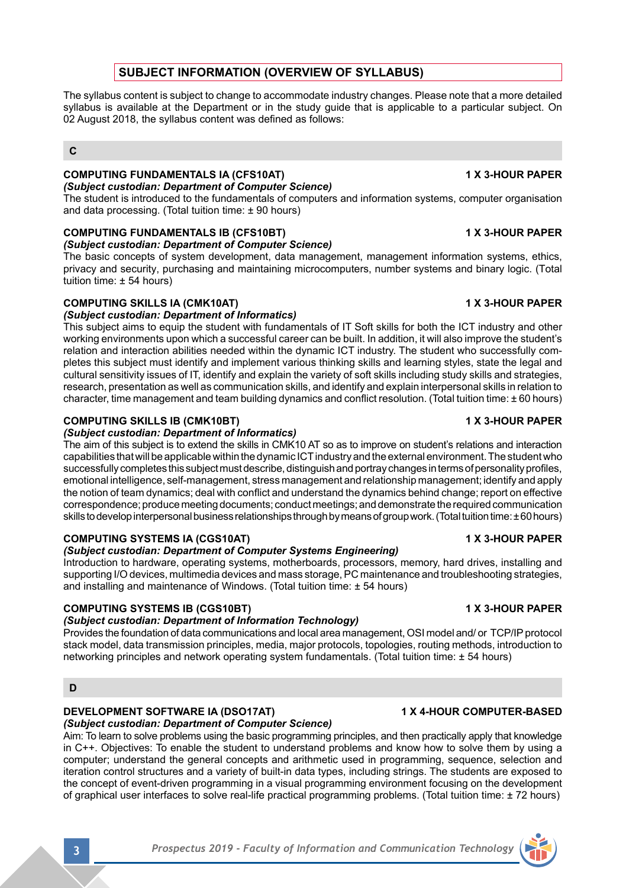## SUBJECT INFORMATION (OVERVIEW OF SYLLABUS)

The syllabus content is subject to change to accommodate industry changes. Please note that a more detailed syllabus is available at the Department or in the study guide that is applicable to a particular subject. On 02 August 2018, the syllabus content was defined as follows:

### C

**COMPUTING FUNDAMENTALS IA (CFS10AT)** **1 X 3-HOUR PAPER**
***(Subject custodian: Department of Computer Science)***
The student is introduced to the fundamentals of computers and information systems, computer organisation and data processing. (Total tuition time: ± 90 hours)

**COMPUTING FUNDAMENTALS IB (CFS10BT)** **1 X 3-HOUR PAPER**
***(Subject custodian: Department of Computer Science)***
The basic concepts of system development, data management, management information systems, ethics, privacy and security, purchasing and maintaining microcomputers, number systems and binary logic. (Total tuition time: ± 54 hours)

**COMPUTING SKILLS IA (CMK10AT)** **1 X 3-HOUR PAPER**
***(Subject custodian: Department of Informatics)***
This subject aims to equip the student with fundamentals of IT Soft skills for both the ICT industry and other working environments upon which a successful career can be built. In addition, it will also improve the student's relation and interaction abilities needed within the dynamic ICT industry. The student who successfully completes this subject must identify and implement various thinking skills and learning styles, state the legal and cultural sensitivity issues of IT, identify and explain the variety of soft skills including study skills and strategies, research, presentation as well as communication skills, and identify and explain interpersonal skills in relation to character, time management and team building dynamics and conflict resolution. (Total tuition time: ± 60 hours)

**COMPUTING SKILLS IB (CMK10BT)** **1 X 3-HOUR PAPER**
***(Subject custodian: Department of Informatics)***
The aim of this subject is to extend the skills in CMK10 AT so as to improve on student's relations and interaction capabilities that will be applicable within the dynamic ICT industry and the external environment. The student who successfully completes this subject must describe, distinguish and portray changes in terms of personality profiles, emotional intelligence, self-management, stress management and relationship management; identify and apply the notion of team dynamics; deal with conflict and understand the dynamics behind change; report on effective correspondence; produce meeting documents; conduct meetings; and demonstrate the required communication skills to develop interpersonal business relationships through by means of group work. (Total tuition time: ± 60 hours)

**COMPUTING SYSTEMS IA (CGS10AT)** **1 X 3-HOUR PAPER**
***(Subject custodian: Department of Computer Systems Engineering)***
Introduction to hardware, operating systems, motherboards, processors, memory, hard drives, installing and supporting I/O devices, multimedia devices and mass storage, PC maintenance and troubleshooting strategies, and installing and maintenance of Windows. (Total tuition time: ± 54 hours)

**COMPUTING SYSTEMS IB (CGS10BT)** **1 X 3-HOUR PAPER**
***(Subject custodian: Department of Information Technology)***
Provides the foundation of data communications and local area management, OSI model and/ or TCP/IP protocol stack model, data transmission principles, media, major protocols, topologies, routing methods, introduction to networking principles and network operating system fundamentals. (Total tuition time: ± 54 hours)

### D

**DEVELOPMENT SOFTWARE IA (DSO17AT)** **1 X 4-HOUR COMPUTER-BASED**
***(Subject custodian: Department of Computer Science)***
Aim: To learn to solve problems using the basic programming principles, and then practically apply that knowledge in C++. Objectives: To enable the student to understand problems and know how to solve them by using a computer; understand the general concepts and arithmetic used in programming, sequence, selection and iteration control structures and a variety of built-in data types, including strings. The students are exposed to the concept of event-driven programming in a visual programming environment focusing on the development of graphical user interfaces to solve real-life practical programming problems. (Total tuition time: ± 72 hours)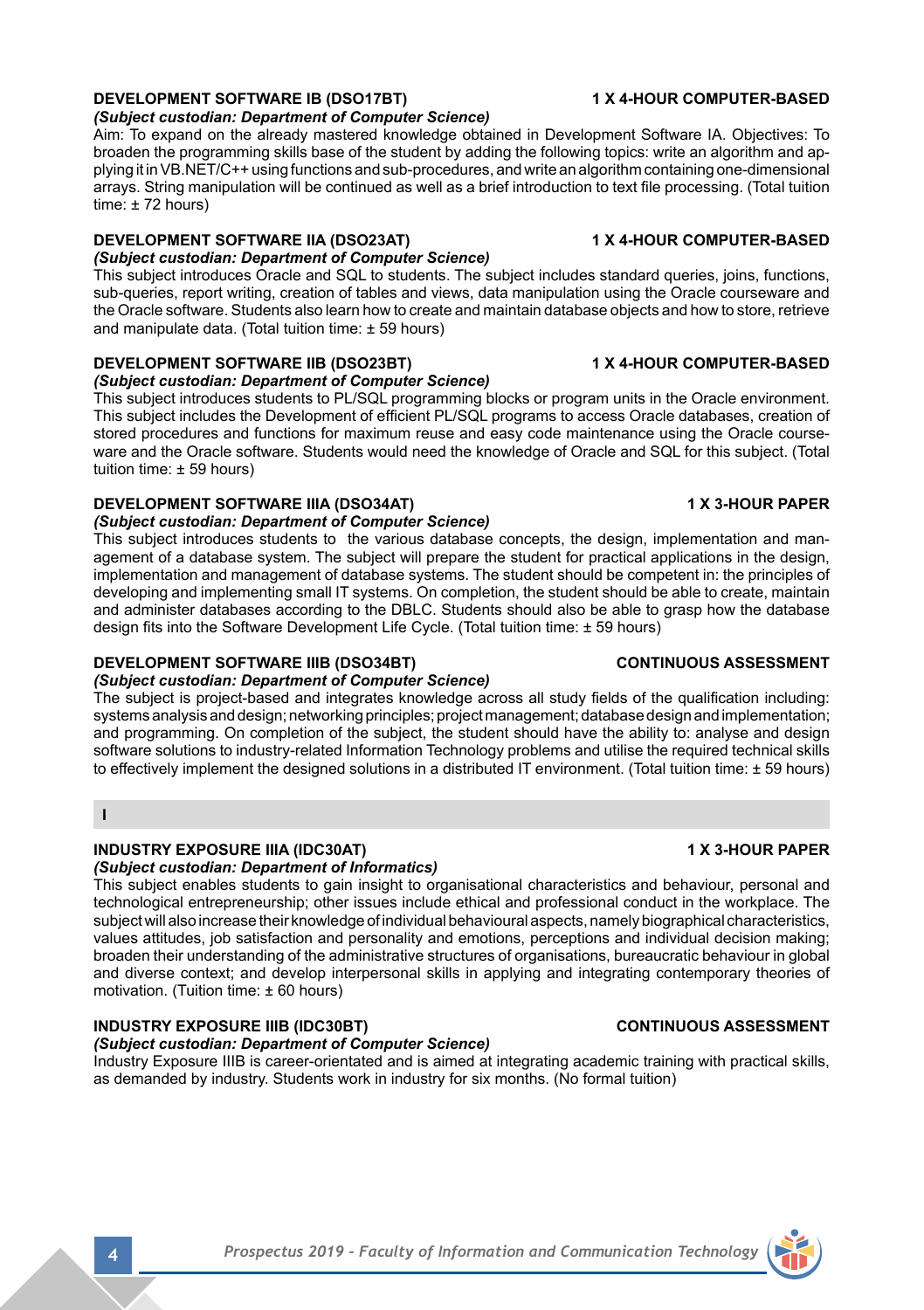### DEVELOPMENT SOFTWARE IB (DSO17BT) 1 X 4-HOUR COMPUTER-BASED

***(Subject custodian: Department of Computer Science)***

Aim: To expand on the already mastered knowledge obtained in Development Software IA. Objectives: To broaden the programming skills base of the student by adding the following topics: write an algorithm and applying it in VB.NET/C++ using functions and sub-procedures, and write an algorithm containing one-dimensional arrays. String manipulation will be continued as well as a brief introduction to text file processing. (Total tuition time: ± 72 hours)

### DEVELOPMENT SOFTWARE IIA (DSO23AT) 1 X 4-HOUR COMPUTER-BASED

***(Subject custodian: Department of Computer Science)***

This subject introduces Oracle and SQL to students. The subject includes standard queries, joins, functions, sub-queries, report writing, creation of tables and views, data manipulation using the Oracle courseware and the Oracle software. Students also learn how to create and maintain database objects and how to store, retrieve and manipulate data. (Total tuition time: ± 59 hours)

### DEVELOPMENT SOFTWARE IIB (DSO23BT) 1 X 4-HOUR COMPUTER-BASED

***(Subject custodian: Department of Computer Science)***

This subject introduces students to PL/SQL programming blocks or program units in the Oracle environment. This subject includes the Development of efficient PL/SQL programs to access Oracle databases, creation of stored procedures and functions for maximum reuse and easy code maintenance using the Oracle courseware and the Oracle software. Students would need the knowledge of Oracle and SQL for this subject. (Total tuition time: ± 59 hours)

### DEVELOPMENT SOFTWARE IIIA (DSO34AT) 1 X 3-HOUR PAPER

***(Subject custodian: Department of Computer Science)***

This subject introduces students to the various database concepts, the design, implementation and management of a database system. The subject will prepare the student for practical applications in the design, implementation and management of database systems. The student should be competent in: the principles of developing and implementing small IT systems. On completion, the student should be able to create, maintain and administer databases according to the DBLC. Students should also be able to grasp how the database design fits into the Software Development Life Cycle. (Total tuition time: ± 59 hours)

### DEVELOPMENT SOFTWARE IIIB (DSO34BT) CONTINUOUS ASSESSMENT

***(Subject custodian: Department of Computer Science)***

The subject is project-based and integrates knowledge across all study fields of the qualification including: systems analysis and design; networking principles; project management; database design and implementation; and programming. On completion of the subject, the student should have the ability to: analyse and design software solutions to industry-related Information Technology problems and utilise the required technical skills to effectively implement the designed solutions in a distributed IT environment. (Total tuition time: ± 59 hours)

## I

### INDUSTRY EXPOSURE IIIA (IDC30AT) 1 X 3-HOUR PAPER

***(Subject custodian: Department of Informatics)***

This subject enables students to gain insight to organisational characteristics and behaviour, personal and technological entrepreneurship; other issues include ethical and professional conduct in the workplace. The subject will also increase their knowledge of individual behavioural aspects, namely biographical characteristics, values attitudes, job satisfaction and personality and emotions, perceptions and individual decision making; broaden their understanding of the administrative structures of organisations, bureaucratic behaviour in global and diverse context; and develop interpersonal skills in applying and integrating contemporary theories of motivation. (Tuition time: ± 60 hours)

### INDUSTRY EXPOSURE IIIB (IDC30BT) CONTINUOUS ASSESSMENT

***(Subject custodian: Department of Computer Science)***

Industry Exposure IIIB is career-orientated and is aimed at integrating academic training with practical skills, as demanded by industry. Students work in industry for six months. (No formal tuition)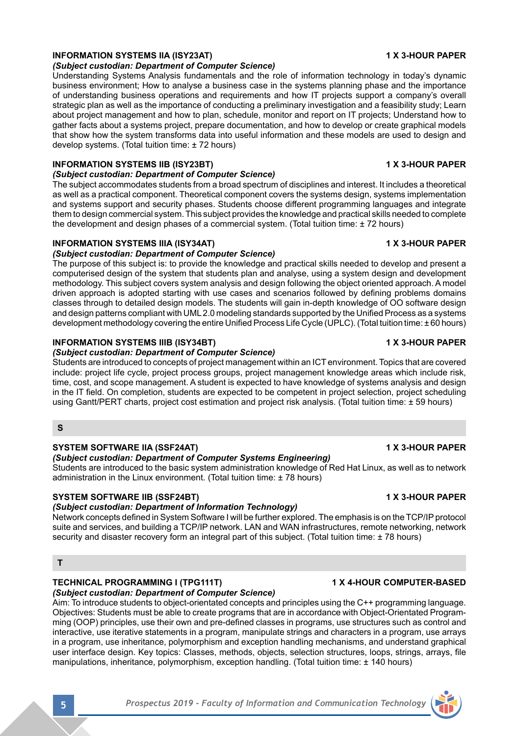### INFORMATION SYSTEMS IIA (ISY23AT) — 1 X 3-HOUR PAPER

***(Subject custodian: Department of Computer Science)***

Understanding Systems Analysis fundamentals and the role of information technology in today's dynamic business environment; How to analyse a business case in the systems planning phase and the importance of understanding business operations and requirements and how IT projects support a company's overall strategic plan as well as the importance of conducting a preliminary investigation and a feasibility study; Learn about project management and how to plan, schedule, monitor and report on IT projects; Understand how to gather facts about a systems project, prepare documentation, and how to develop or create graphical models that show how the system transforms data into useful information and these models are used to design and develop systems. (Total tuition time: ± 72 hours)

### INFORMATION SYSTEMS IIB (ISY23BT) — 1 X 3-HOUR PAPER

***(Subject custodian: Department of Computer Science)***

The subject accommodates students from a broad spectrum of disciplines and interest. It includes a theoretical as well as a practical component. Theoretical component covers the systems design, systems implementation and systems support and security phases. Students choose different programming languages and integrate them to design commercial system. This subject provides the knowledge and practical skills needed to complete the development and design phases of a commercial system. (Total tuition time: ± 72 hours)

### INFORMATION SYSTEMS IIIA (ISY34AT) — 1 X 3-HOUR PAPER

***(Subject custodian: Department of Computer Science)***

The purpose of this subject is: to provide the knowledge and practical skills needed to develop and present a computerised design of the system that students plan and analyse, using a system design and development methodology. This subject covers system analysis and design following the object oriented approach. A model driven approach is adopted starting with use cases and scenarios followed by defining problems domains classes through to detailed design models. The students will gain in-depth knowledge of OO software design and design patterns compliant with UML 2.0 modeling standards supported by the Unified Process as a systems development methodology covering the entire Unified Process Life Cycle (UPLC). (Total tuition time: ± 60 hours)

### INFORMATION SYSTEMS IIIB (ISY34BT) — 1 X 3-HOUR PAPER

***(Subject custodian: Department of Computer Science)***

Students are introduced to concepts of project management within an ICT environment. Topics that are covered include: project life cycle, project process groups, project management knowledge areas which include risk, time, cost, and scope management. A student is expected to have knowledge of systems analysis and design in the IT field. On completion, students are expected to be competent in project selection, project scheduling using Gantt/PERT charts, project cost estimation and project risk analysis. (Total tuition time: ± 59 hours)

## S

### SYSTEM SOFTWARE IIA (SSF24AT) — 1 X 3-HOUR PAPER

***(Subject custodian: Department of Computer Systems Engineering)***

Students are introduced to the basic system administration knowledge of Red Hat Linux, as well as to network administration in the Linux environment. (Total tuition time: ± 78 hours)

### SYSTEM SOFTWARE IIB (SSF24BT) — 1 X 3-HOUR PAPER

***(Subject custodian: Department of Information Technology)***

Network concepts defined in System Software I will be further explored. The emphasis is on the TCP/IP protocol suite and services, and building a TCP/IP network. LAN and WAN infrastructures, remote networking, network security and disaster recovery form an integral part of this subject. (Total tuition time: ± 78 hours)

## T

### TECHNICAL PROGRAMMING I (TPG111T) — 1 X 4-HOUR COMPUTER-BASED

***(Subject custodian: Department of Computer Science)***

Aim: To introduce students to object-orientated concepts and principles using the C++ programming language. Objectives: Students must be able to create programs that are in accordance with Object-Orientated Programming (OOP) principles, use their own and pre-defined classes in programs, use structures such as control and interactive, use iterative statements in a program, manipulate strings and characters in a program, use arrays in a program, use inheritance, polymorphism and exception handling mechanisms, and understand graphical user interface design. Key topics: Classes, methods, objects, selection structures, loops, strings, arrays, file manipulations, inheritance, polymorphism, exception handling. (Total tuition time: ± 140 hours)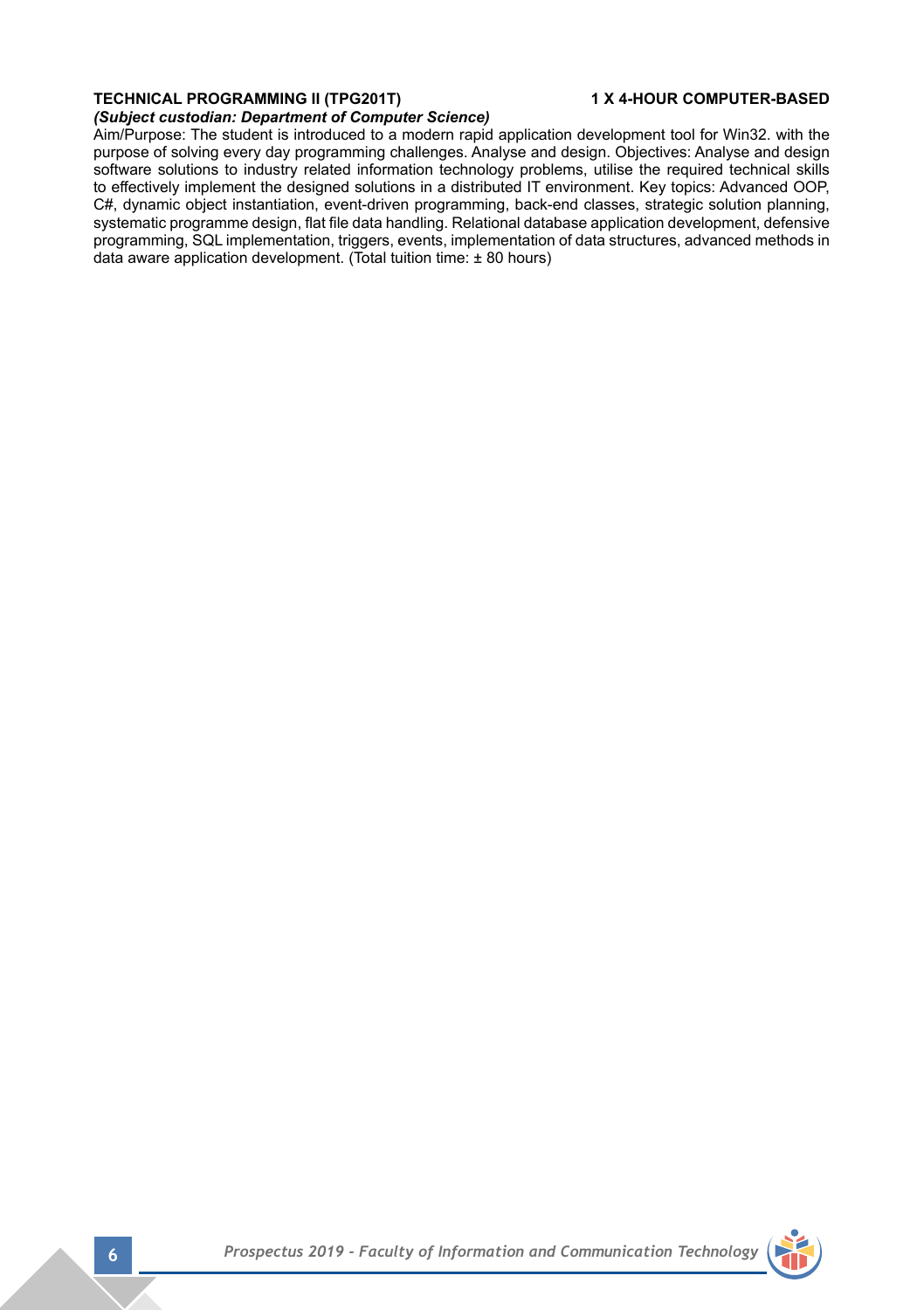**TECHNICAL PROGRAMMING II (TPG201T) 1 X 4-HOUR COMPUTER-BASED**

***(Subject custodian: Department of Computer Science)***

Aim/Purpose: The student is introduced to a modern rapid application development tool for Win32. with the purpose of solving every day programming challenges. Analyse and design. Objectives: Analyse and design software solutions to industry related information technology problems, utilise the required technical skills to effectively implement the designed solutions in a distributed IT environment. Key topics: Advanced OOP, C#, dynamic object instantiation, event-driven programming, back-end classes, strategic solution planning, systematic programme design, flat file data handling. Relational database application development, defensive programming, SQL implementation, triggers, events, implementation of data structures, advanced methods in data aware application development. (Total tuition time: ± 80 hours)